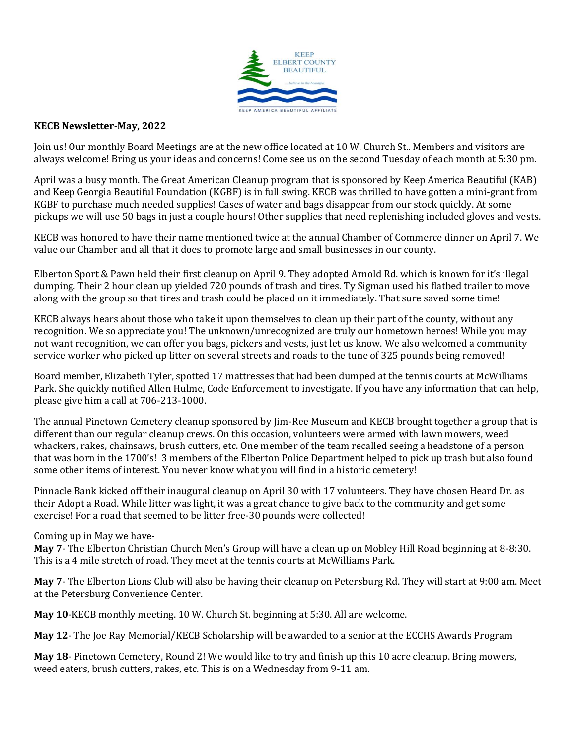**KECB Newsletter-May, 2022**

Join us! Our monthly Board Meetings are at the new office located at 10 W. Church St.. Members and visitors are always welcome! Bring us your ideas and concerns! Come see us on the second Tuesday of each month at 5:30 pm.

April was a busy month. The Great American Cleanup program that is sponsored by Keep America Beautiful (KAB) and Keep Georgia Beautiful Foundation (KGBF) is in full swing. KECB was thrilled to have gotten a mini-grant from KGBF to purchase much needed supplies! Cases of water and bags disappear from our stock quickly. At some pickups we will use 50 bags in just a couple hours! Other supplies that need replenishing included gloves and vests.

KECB was honored to have their name mentioned twice at the annual Chamber of Commerce dinner on April 7. We value our Chamber and all that it does to promote large and small businesses in our county.

Elberton Sport & Pawn held their first cleanup on April 9. They adopted Arnold Rd. which is known for it's illegal dumping. Their 2 hour clean up yielded 720 pounds of trash and tires. Ty Sigman used his flatbed trailer to move along with the group so that tires and trash could be placed on it immediately. That sure saved some time!

KECB always hears about those who take it upon themselves to clean up their part of the county, without any recognition. We so appreciate you! The unknown/unrecognized are truly our hometown heroes! While you may not want recognition, we can offer you bags, pickers and vests, just let us know. We also welcomed a community service worker who picked up litter on several streets and roads to the tune of 325 pounds being removed!

Board member, Elizabeth Tyler, spotted 17 mattresses that had been dumped at the tennis courts at McWilliams Park. She quickly notified Allen Hulme, Code Enforcement to investigate. If you have any information that can help, please give him a call at 706-213-1000.

The annual Pinetown Cemetery cleanup sponsored by Jim-Ree Museum and KECB brought together a group that is different than our regular cleanup crews. On this occasion, volunteers were armed with lawn mowers, weed whackers, rakes, chainsaws, brush cutters, etc. One member of the team recalled seeing a headstone of a person that was born in the 1700's! 3 members of the Elberton Police Department helped to pick up trash but also found some other items of interest. You never know what you will find in a historic cemetery!

Pinnacle Bank kicked off their inaugural cleanup on April 30 with 17 volunteers. They have chosen Heard Dr. as their Adopt a Road. While litter was light, it was a great chance to give back to the community and get some exercise! For a road that seemed to be litter free-30 pounds were collected!

Coming up in May we have-

**May 7**- The Elberton Christian Church Men's Group will have a clean up on Mobley Hill Road beginning at 8-8:30. This is a 4 mile stretch of road. They meet at the tennis courts at McWilliams Park.

**May 7**- The Elberton Lions Club will also be having their cleanup on Petersburg Rd. They will start at 9:00 am. Meet at the Petersburg Convenience Center.

**May 10**-KECB monthly meeting. 10 W. Church St. beginning at 5:30. All are welcome.

**May 12**- The Joe Ray Memorial/KECB Scholarship will be awarded to a senior at the ECCHS Awards Program

**May 18**- Pinetown Cemetery, Round 2! We would like to try and finish up this 10 acre cleanup. Bring mowers, weed eaters, brush cutters, rakes, etc. This is on a Wednesday from 9-11 am.